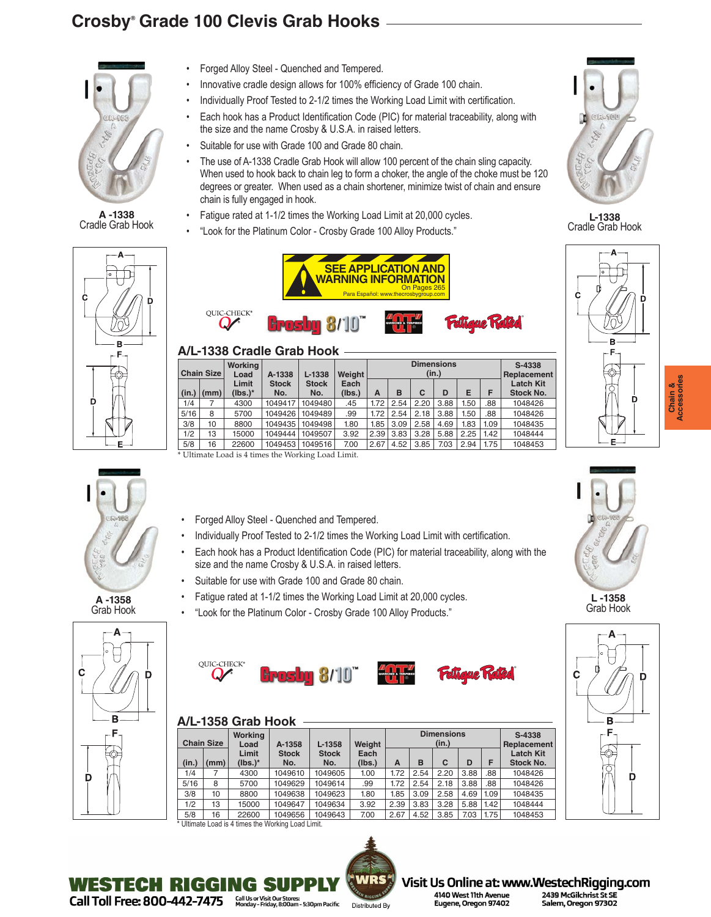# Crosby® Grade 100 Clevis Grab Hooks

A -1338
Cradle Grab Hook

L-1338
Cradle Grab Hook

- Forged Alloy Steel - Quenched and Tempered.
- Innovative cradle design allows for 100% efficiency of Grade 100 chain.
- Individually Proof Tested to 2-1/2 times the Working Load Limit with certification.
- Each hook has a Product Identification Code (PIC) for material traceability, along with the size and the name Crosby & U.S.A. in raised letters.
- Suitable for use with Grade 100 and Grade 80 chain.
- The use of A-1338 Cradle Grab Hook will allow 100 percent of the chain sling capacity. When used to hook back to chain leg to form a choker, the angle of the choke must be 120 degrees or greater. When used as a chain shortener, minimize twist of chain and ensure chain is fully engaged in hook.
- Fatigue rated at 1-1/2 times the Working Load Limit at 20,000 cycles.
- "Look for the Platinum Color - Crosby Grade 100 Alloy Products."

**SEE APPLICATION AND WARNING INFORMATION** On Pages 265
Para Español: www.thecrosbygroup.com

QUIC-CHECK® Crosby 8/10™ "QT" Fatigue Rated

## A/L-1338 Cradle Grab Hook

| Chain Size (in.) | Chain Size (mm) | Working Load Limit (lbs.)* | A-1338 Stock No. | L-1338 Stock No. | Weight Each (lbs.) | A | B | C | D | E | F | S-4338 Replacement Latch Kit Stock No. |
|---|---|---|---|---|---|---|---|---|---|---|---|---|
| 1/4 | 7 | 4300 | 1049417 | 1049480 | .45 | 1.72 | 2.54 | 2.20 | 3.88 | 1.50 | .88 | 1048426 |
| 5/16 | 8 | 5700 | 1049426 | 1049489 | .99 | 1.72 | 2.54 | 2.18 | 3.88 | 1.50 | .88 | 1048426 |
| 3/8 | 10 | 8800 | 1049435 | 1049498 | 1.80 | 1.85 | 3.09 | 2.58 | 4.69 | 1.83 | 1.09 | 1048435 |
| 1/2 | 13 | 15000 | 1049444 | 1049507 | 3.92 | 2.39 | 3.83 | 3.28 | 5.88 | 2.25 | 1.42 | 1048444 |
| 5/8 | 16 | 22600 | 1049453 | 1049516 | 7.00 | 2.67 | 4.52 | 3.85 | 7.03 | 2.94 | 1.75 | 1048453 |

Dimensions A–F in inches.

\* Ultimate Load is 4 times the Working Load Limit.

A -1358
Grab Hook

L -1358
Grab Hook

- Forged Alloy Steel - Quenched and Tempered.
- Individually Proof Tested to 2-1/2 times the Working Load Limit with certification.
- Each hook has a Product Identification Code (PIC) for material traceability, along with the size and the name Crosby & U.S.A. in raised letters.
- Suitable for use with Grade 100 and Grade 80 chain.
- Fatigue rated at 1-1/2 times the Working Load Limit at 20,000 cycles.
- "Look for the Platinum Color - Crosby Grade 100 Alloy Products."

QUIC-CHECK® Crosby 8/10™ "QT" Fatigue Rated

## A/L-1358 Grab Hook

| Chain Size (in.) | Chain Size (mm) | Working Load Limit (lbs.)* | A-1358 Stock No. | L-1358 Stock No. | Weight Each (lbs.) | A | B | C | D | F | S-4338 Replacement Latch Kit Stock No. |
|---|---|---|---|---|---|---|---|---|---|---|---|
| 1/4 | 7 | 4300 | 1049610 | 1049605 | 1.00 | 1.72 | 2.54 | 2.20 | 3.88 | .88 | 1048426 |
| 5/16 | 8 | 5700 | 1049629 | 1049614 | .99 | 1.72 | 2.54 | 2.18 | 3.88 | .88 | 1048426 |
| 3/8 | 10 | 8800 | 1049638 | 1049623 | 1.80 | 1.85 | 3.09 | 2.58 | 4.69 | 1.09 | 1048435 |
| 1/2 | 13 | 15000 | 1049647 | 1049634 | 3.92 | 2.39 | 3.83 | 3.28 | 5.88 | 1.42 | 1048444 |
| 5/8 | 16 | 22600 | 1049656 | 1049643 | 7.00 | 2.67 | 4.52 | 3.85 | 7.03 | 1.75 | 1048453 |

Dimensions A–F in inches.

\* Ultimate Load is 4 times the Working Load Limit.

Chain & Accessories

WESTECH RIGGING SUPPLY
Call Toll Free: 800-442-7475 — Call Us or Visit Our Stores: Monday - Friday, 8:00am - 5:30pm Pacific
Distributed By
Visit Us Online at: www.WestechRigging.com
4140 West 11th Avenue, Eugene, Oregon 97402
2439 McGilchrist St SE, Salem, Oregon 97302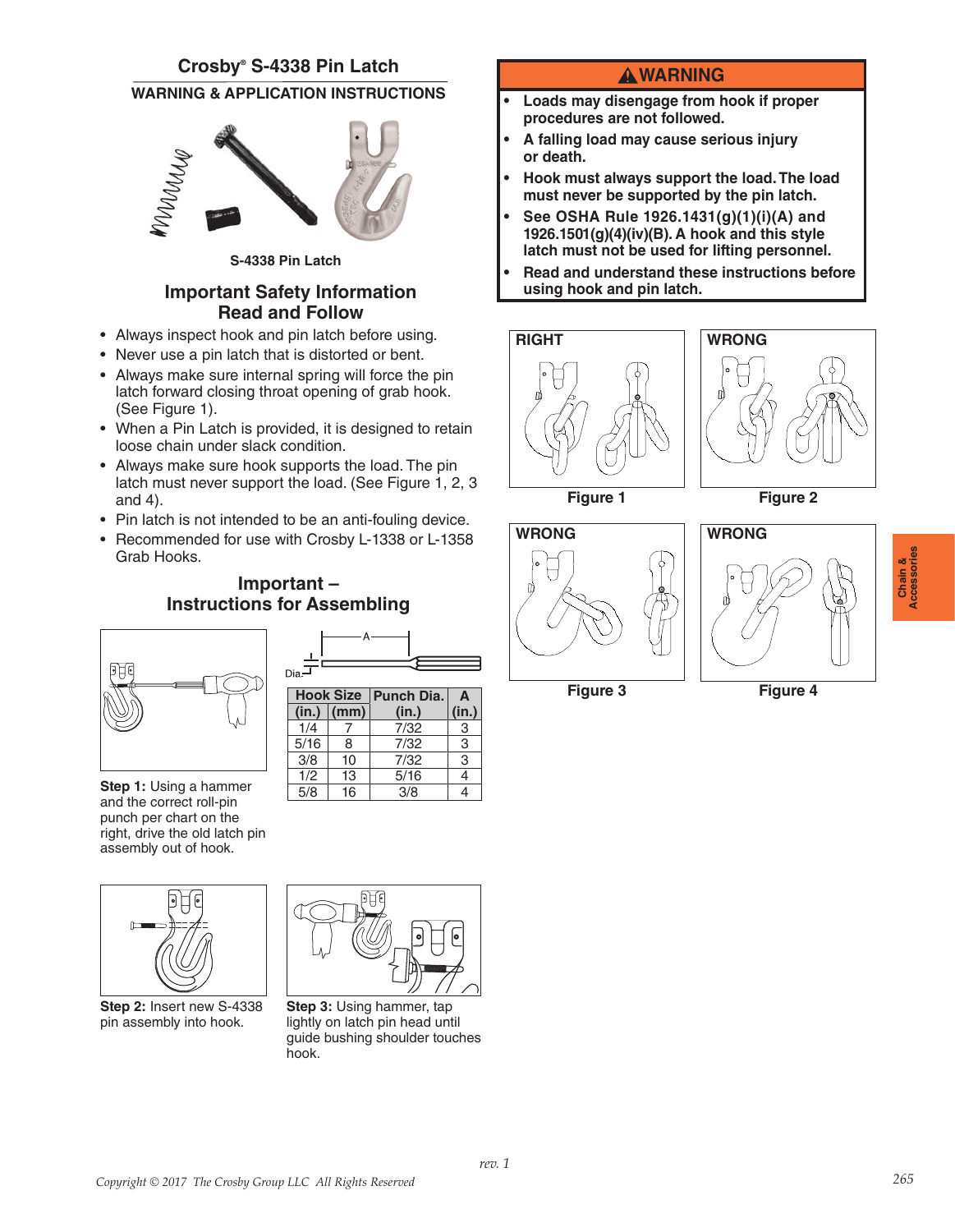# Crosby® S-4338 Pin Latch

## WARNING & APPLICATION INSTRUCTIONS

S-4338 Pin Latch

### Important Safety Information Read and Follow

- Always inspect hook and pin latch before using.
- Never use a pin latch that is distorted or bent.
- Always make sure internal spring will force the pin latch forward closing throat opening of grab hook. (See Figure 1).
- When a Pin Latch is provided, it is designed to retain loose chain under slack condition.
- Always make sure hook supports the load. The pin latch must never support the load. (See Figure 1, 2, 3 and 4).
- Pin latch is not intended to be an anti-fouling device.
- Recommended for use with Crosby L-1338 or L-1358 Grab Hooks.

### Important – Instructions for Assembling

**Step 1:** Using a hammer and the correct roll-pin punch per chart on the right, drive the old latch pin assembly out of hook.

A

Dia.

| Hook Size (in.) | Hook Size (mm) | Punch Dia. (in.) | A (in.) |
|---|---|---|---|
| 1/4 | 7 | 7/32 | 3 |
| 5/16 | 8 | 7/32 | 3 |
| 3/8 | 10 | 7/32 | 3 |
| 1/2 | 13 | 5/16 | 4 |
| 5/8 | 16 | 3/8 | 4 |

**Step 2:** Insert new S-4338 pin assembly into hook.

**Step 3:** Using hammer, tap lightly on latch pin head until guide bushing shoulder touches hook.

## ⚠WARNING

- **Loads may disengage from hook if proper procedures are not followed.**
- **A falling load may cause serious injury or death.**
- **Hook must always support the load. The load must never be supported by the pin latch.**
- **See OSHA Rule 1926.1431(g)(1)(i)(A) and 1926.1501(g)(4)(iv)(B). A hook and this style latch must not be used for lifting personnel.**
- **Read and understand these instructions before using hook and pin latch.**

RIGHT

Figure 1

WRONG

Figure 2

WRONG

Figure 3

WRONG

Figure 4

rev. 1

Copyright © 2017 The Crosby Group LLC All Rights Reserved